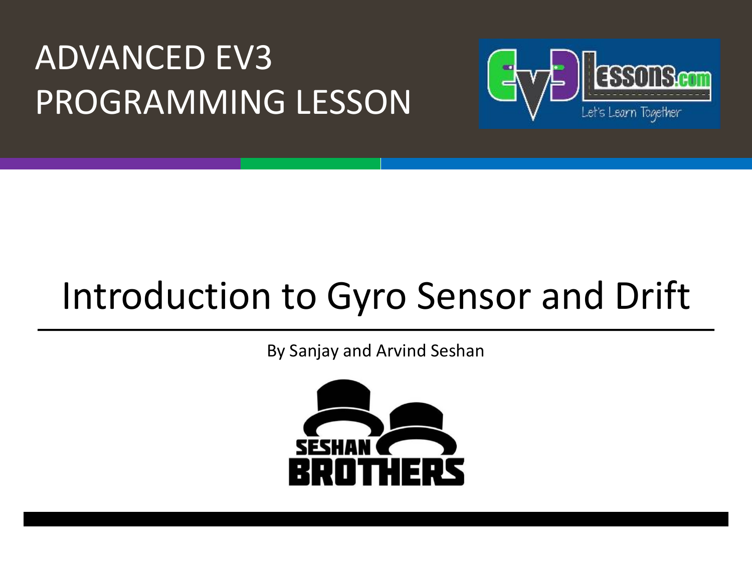# ADVANCED EV3 PROGRAMMING LESSON

## Introduction to Gyro Sensor and Drift

By Sanjay and Arvind Seshan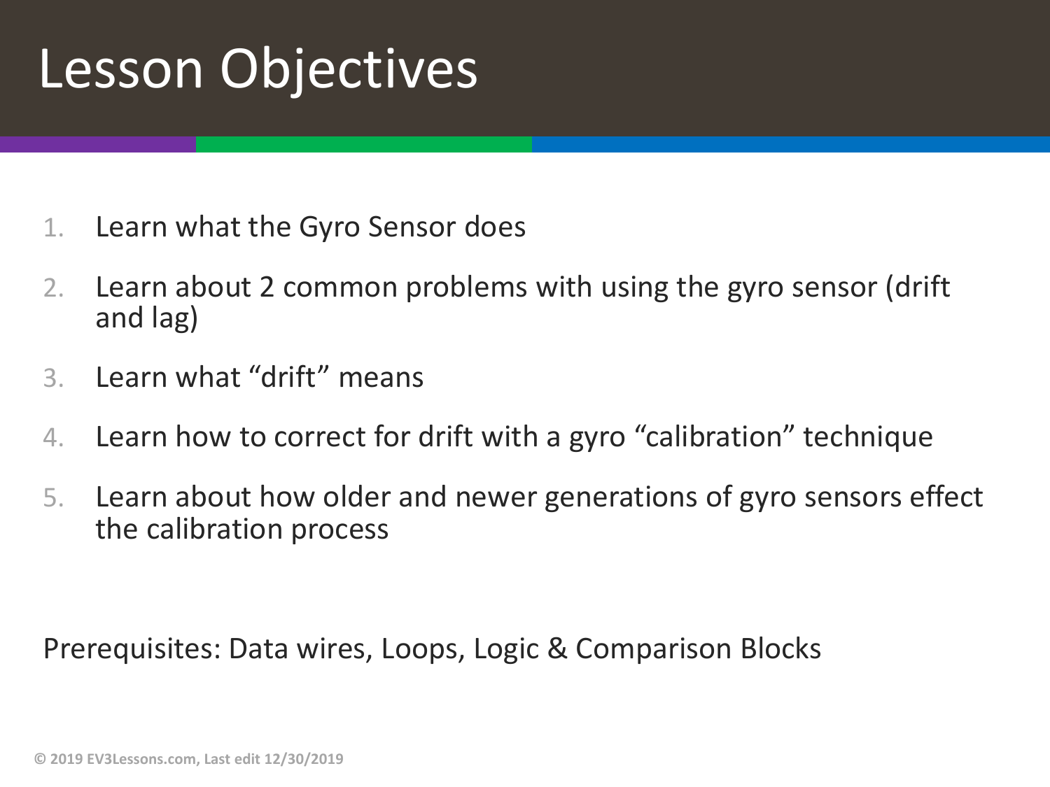# Lesson Objectives

1. Learn what the Gyro Sensor does
2. Learn about 2 common problems with using the gyro sensor (drift and lag)
3. Learn what "drift" means
4. Learn how to correct for drift with a gyro "calibration" technique
5. Learn about how older and newer generations of gyro sensors effect the calibration process

Prerequisites: Data wires, Loops, Logic & Comparison Blocks

© 2019 EV3Lessons.com, Last edit 12/30/2019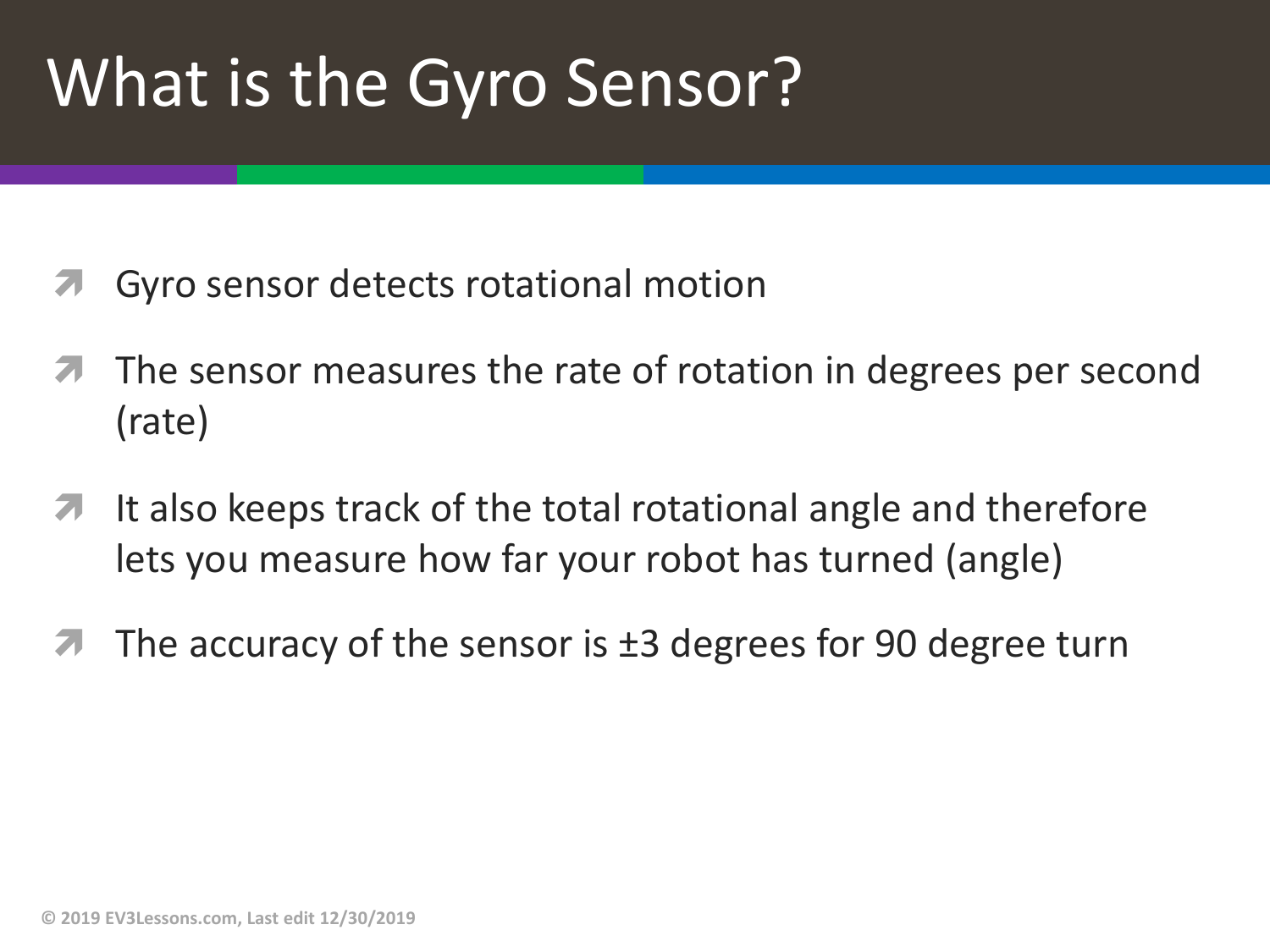# What is the Gyro Sensor?

- Gyro sensor detects rotational motion
- The sensor measures the rate of rotation in degrees per second (rate)
- It also keeps track of the total rotational angle and therefore lets you measure how far your robot has turned (angle)
- The accuracy of the sensor is ±3 degrees for 90 degree turn

© 2019 EV3Lessons.com, Last edit 12/30/2019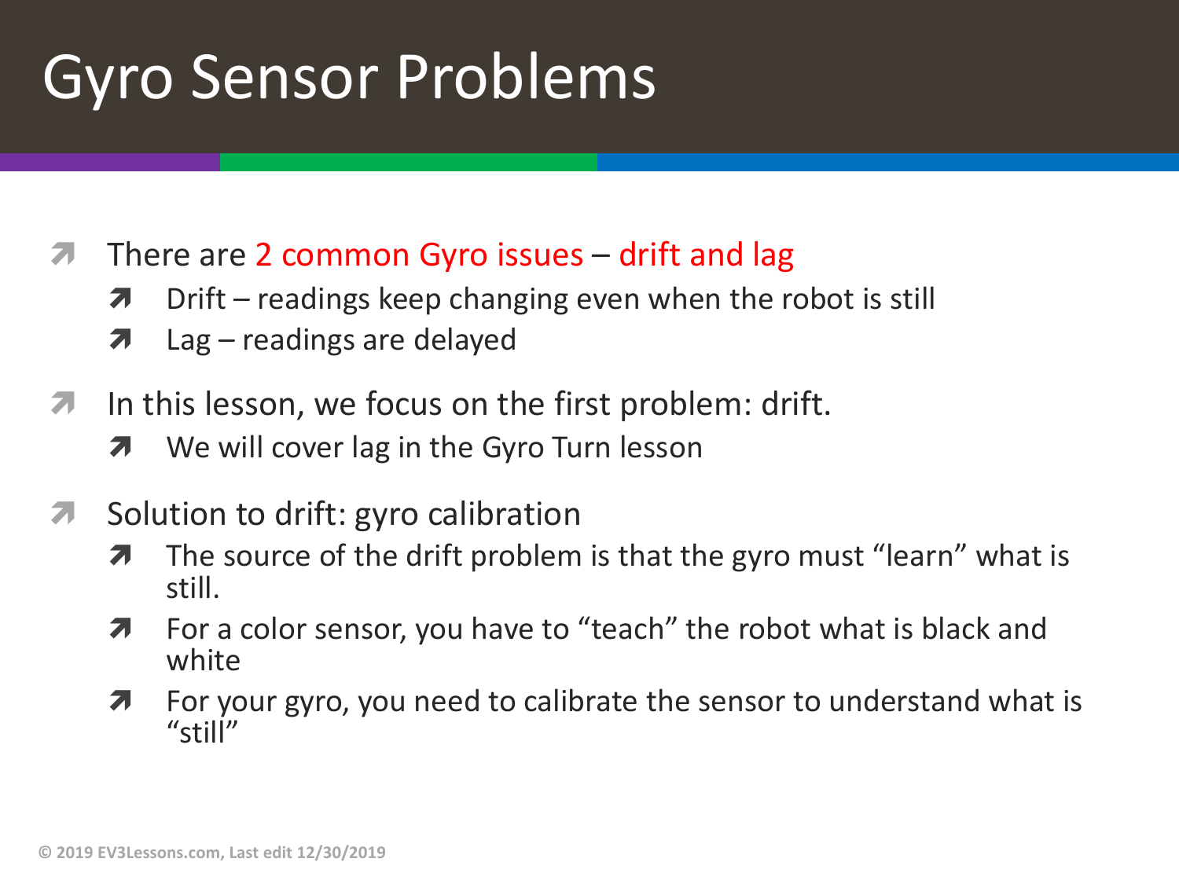# Gyro Sensor Problems

- There are 2 common Gyro issues – drift and lag
  - Drift – readings keep changing even when the robot is still
  - Lag – readings are delayed
- In this lesson, we focus on the first problem: drift.
  - We will cover lag in the Gyro Turn lesson
- Solution to drift: gyro calibration
  - The source of the drift problem is that the gyro must “learn” what is still.
  - For a color sensor, you have to “teach” the robot what is black and white
  - For your gyro, you need to calibrate the sensor to understand what is “still”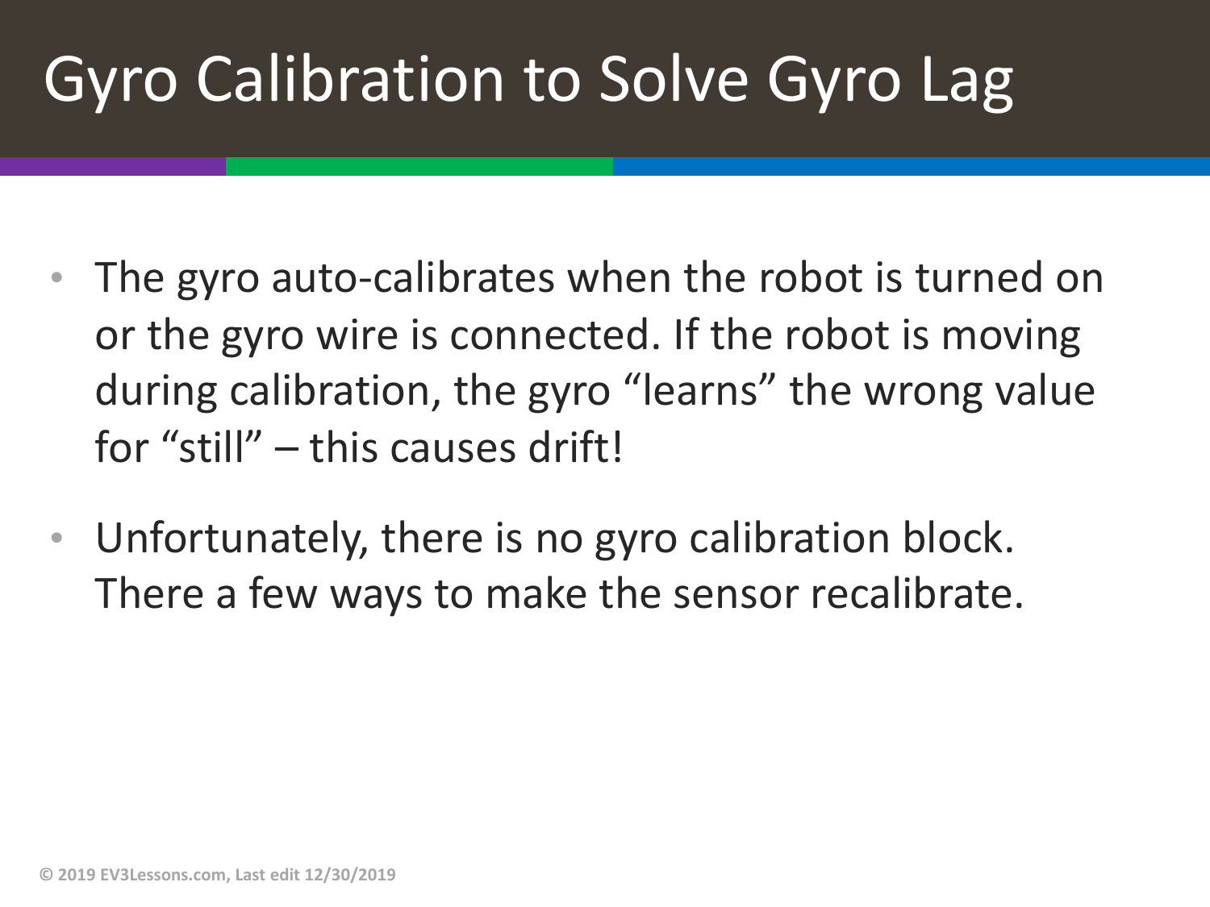# Gyro Calibration to Solve Gyro Lag

- The gyro auto-calibrates when the robot is turned on or the gyro wire is connected. If the robot is moving during calibration, the gyro "learns" the wrong value for "still" – this causes drift!
- Unfortunately, there is no gyro calibration block. There a few ways to make the sensor recalibrate.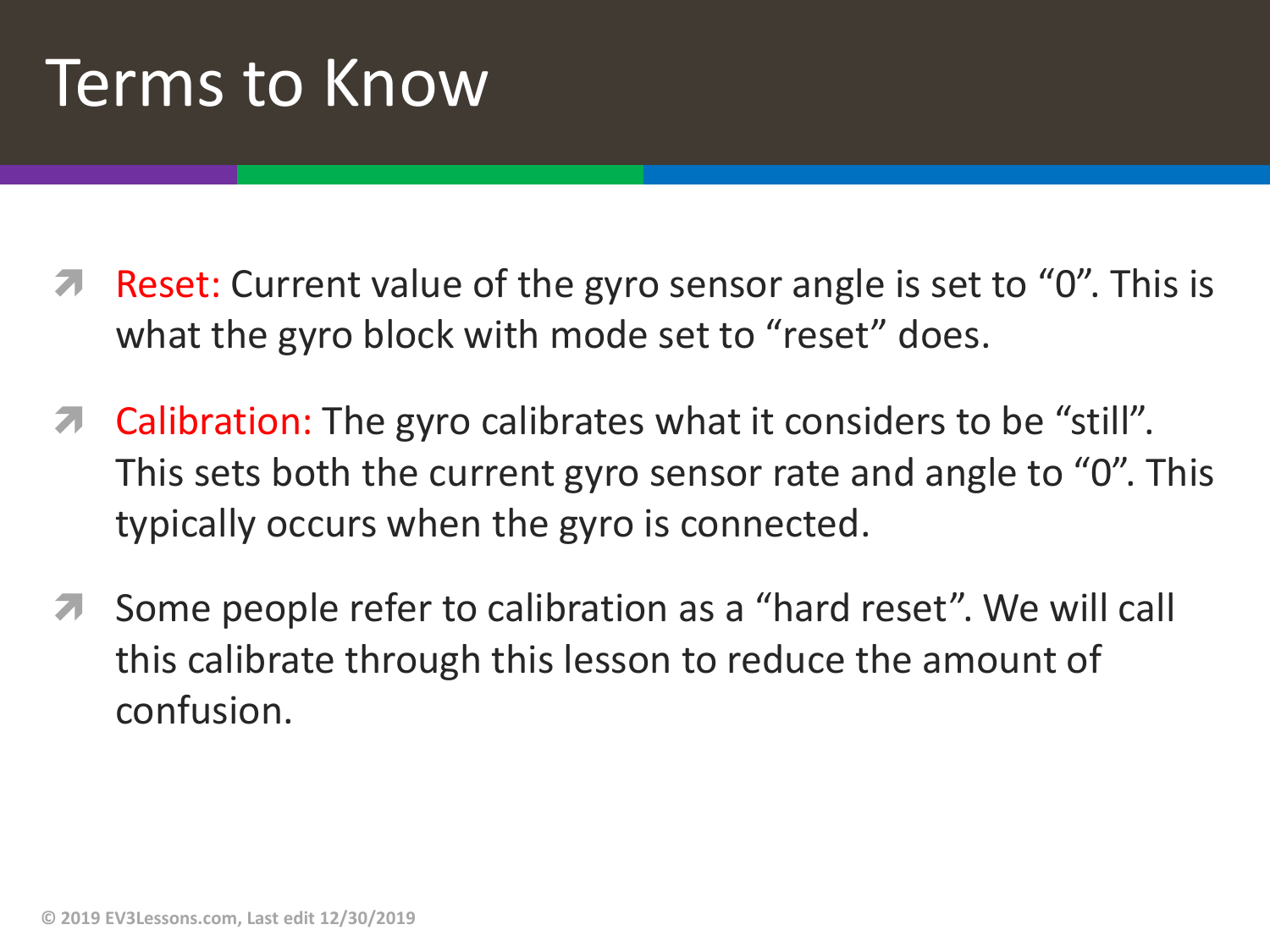# Terms to Know

- **Reset:** Current value of the gyro sensor angle is set to “0”. This is what the gyro block with mode set to “reset” does.
- **Calibration:** The gyro calibrates what it considers to be “still”. This sets both the current gyro sensor rate and angle to “0”. This typically occurs when the gyro is connected.
- Some people refer to calibration as a “hard reset”. We will call this calibrate through this lesson to reduce the amount of confusion.

© 2019 EV3Lessons.com, Last edit 12/30/2019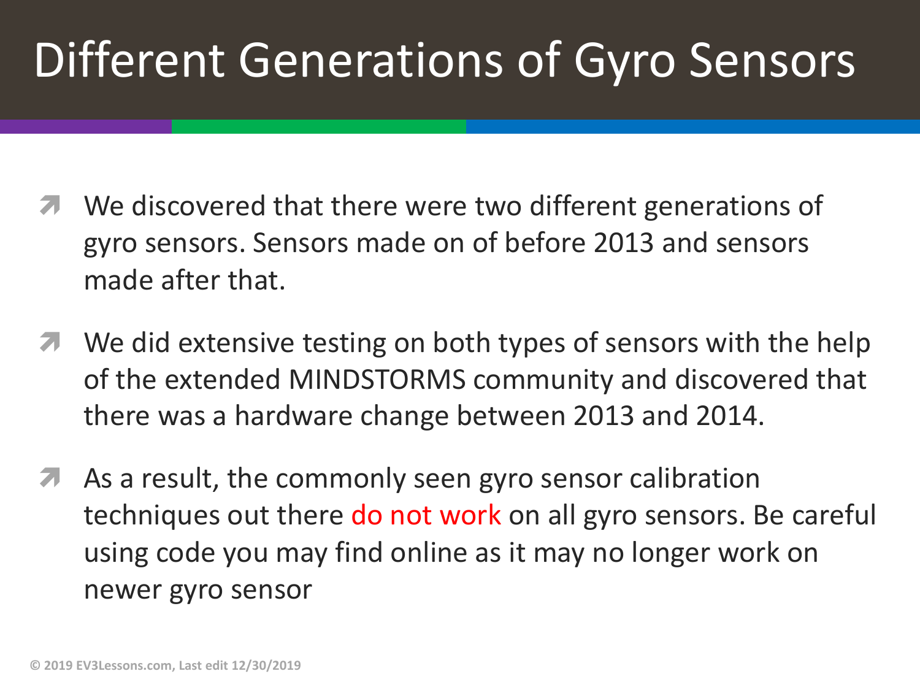# Different Generations of Gyro Sensors

- We discovered that there were two different generations of gyro sensors. Sensors made on of before 2013 and sensors made after that.
- We did extensive testing on both types of sensors with the help of the extended MINDSTORMS community and discovered that there was a hardware change between 2013 and 2014.
- As a result, the commonly seen gyro sensor calibration techniques out there do not work on all gyro sensors. Be careful using code you may find online as it may no longer work on newer gyro sensor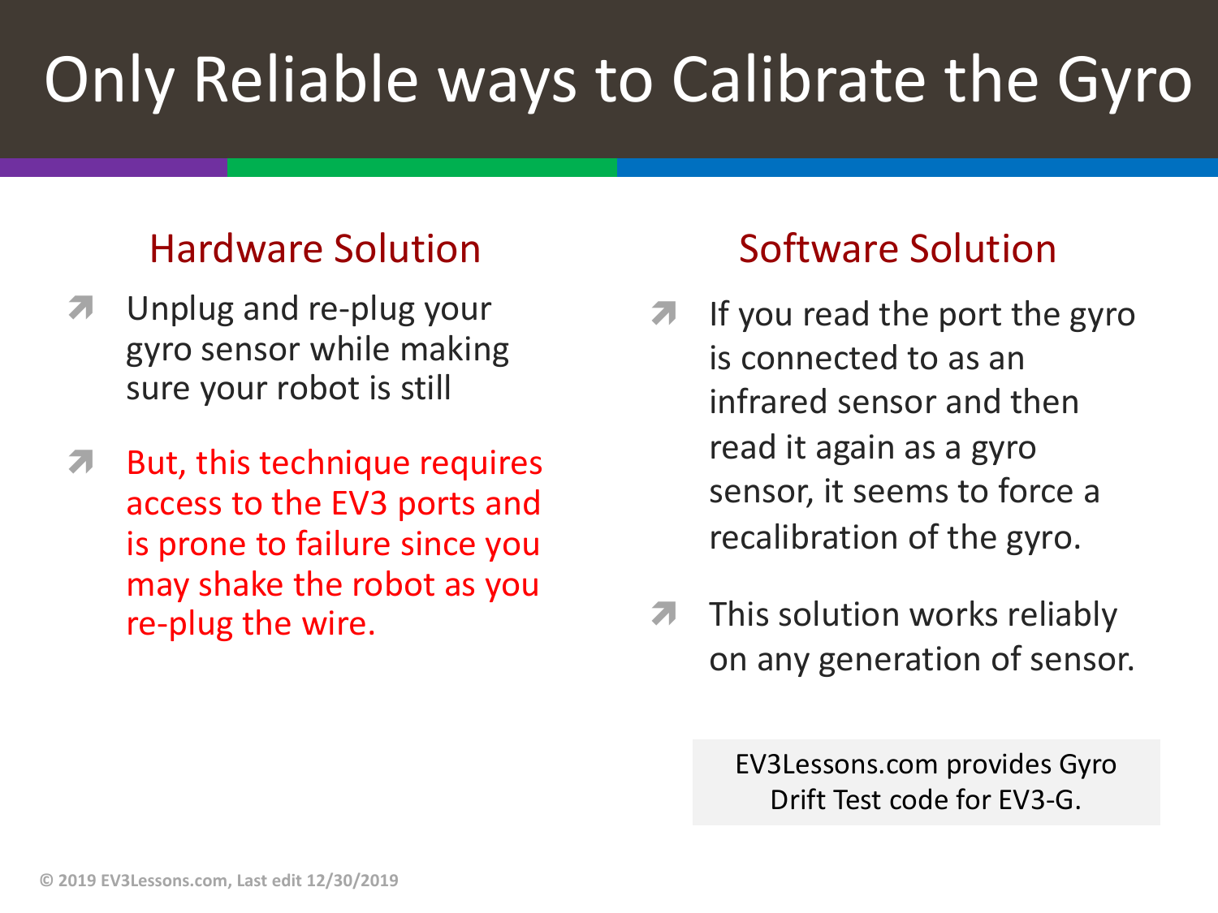# Only Reliable ways to Calibrate the Gyro

## Hardware Solution

- Unplug and re-plug your gyro sensor while making sure your robot is still
- But, this technique requires access to the EV3 ports and is prone to failure since you may shake the robot as you re-plug the wire.

## Software Solution

- If you read the port the gyro is connected to as an infrared sensor and then read it again as a gyro sensor, it seems to force a recalibration of the gyro.
- This solution works reliably on any generation of sensor.

EV3Lessons.com provides Gyro Drift Test code for EV3-G.

© 2019 EV3Lessons.com, Last edit 12/30/2019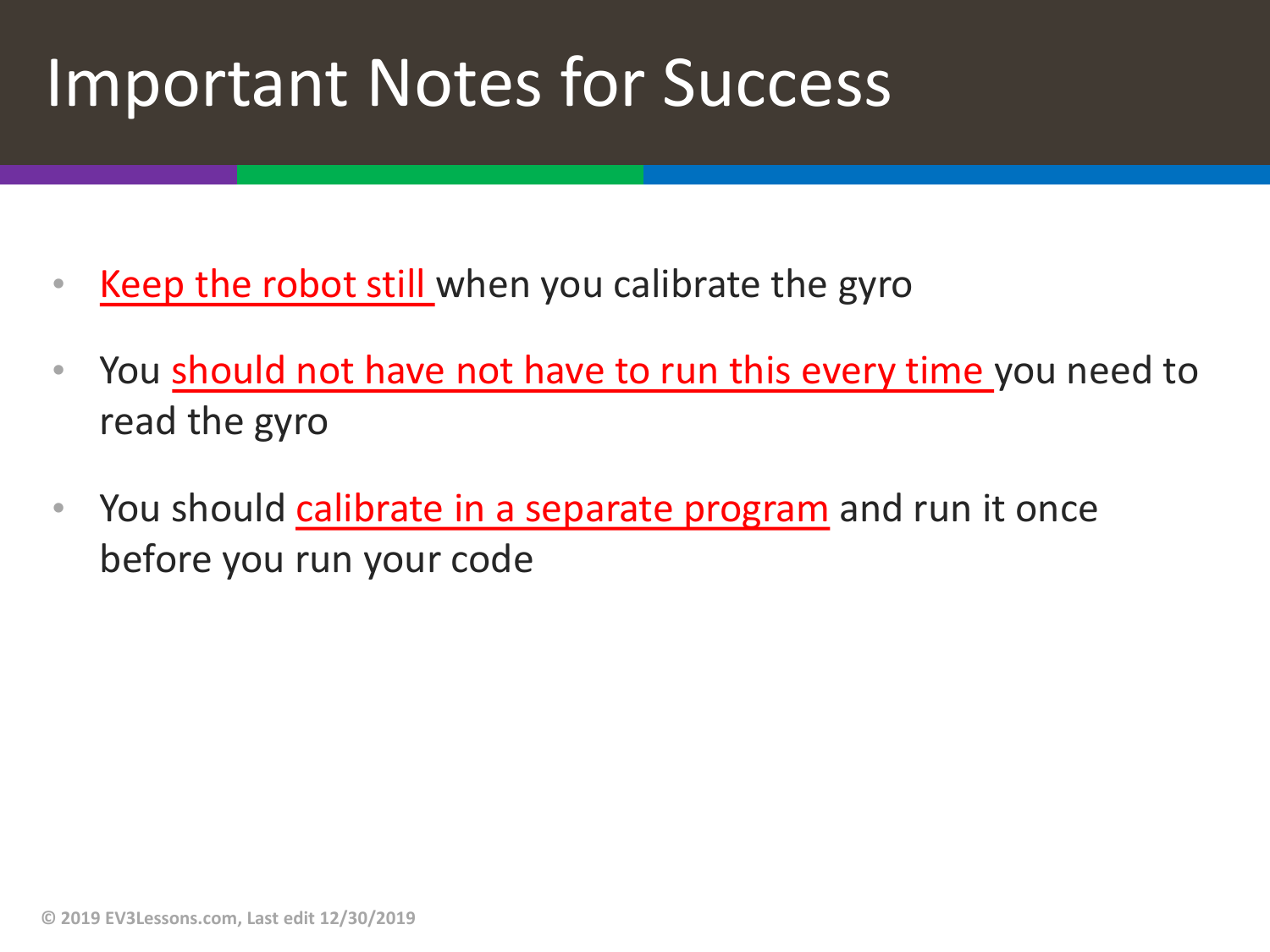# Important Notes for Success

- Keep the robot still when you calibrate the gyro
- You should not have not have to run this every time you need to read the gyro
- You should calibrate in a separate program and run it once before you run your code

© 2019 EV3Lessons.com, Last edit 12/30/2019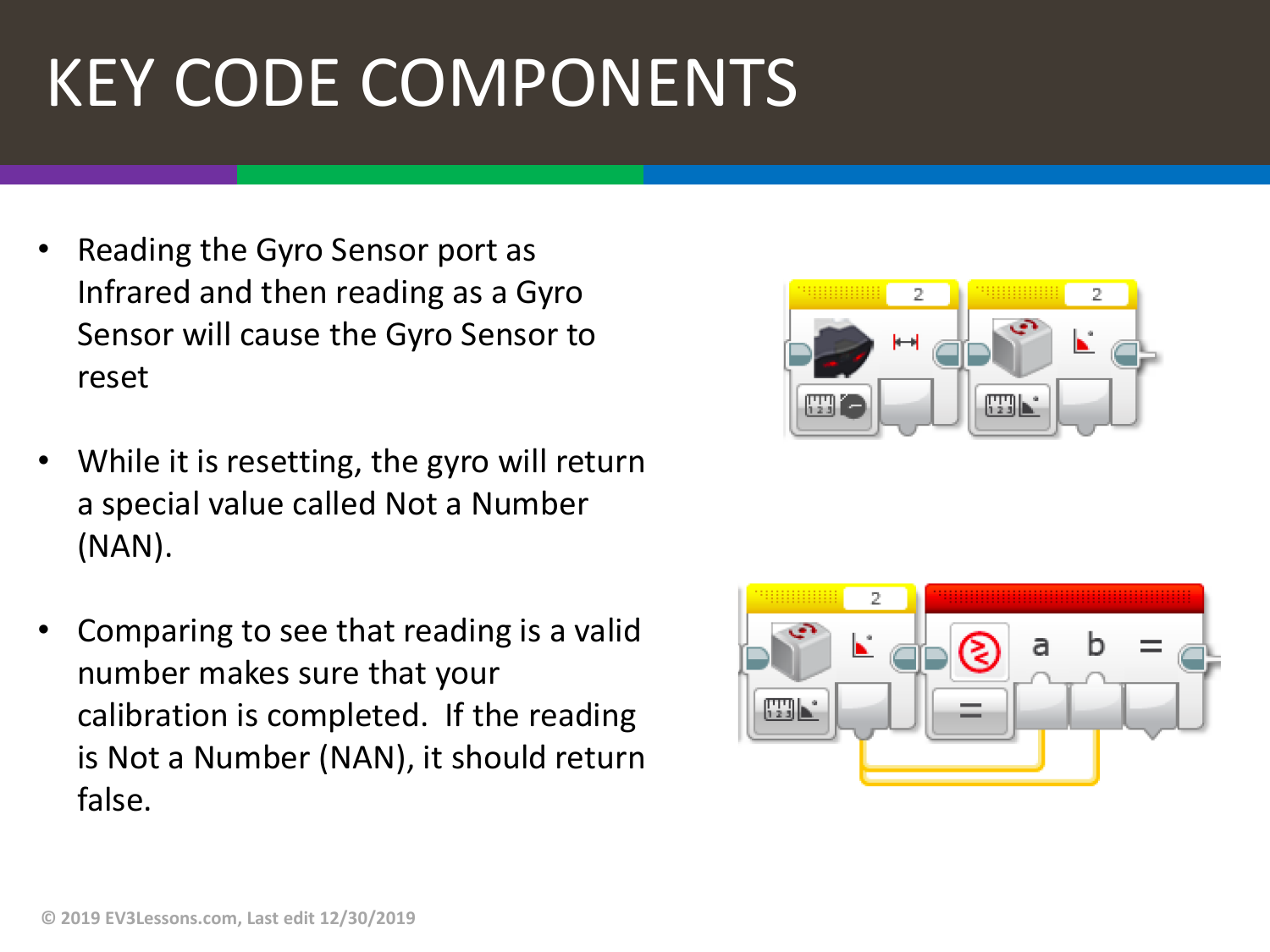# KEY CODE COMPONENTS

- Reading the Gyro Sensor port as Infrared and then reading as a Gyro Sensor will cause the Gyro Sensor to reset
- While it is resetting, the gyro will return a special value called Not a Number (NAN).
- Comparing to see that reading is a valid number makes sure that your calibration is completed. If the reading is Not a Number (NAN), it should return false.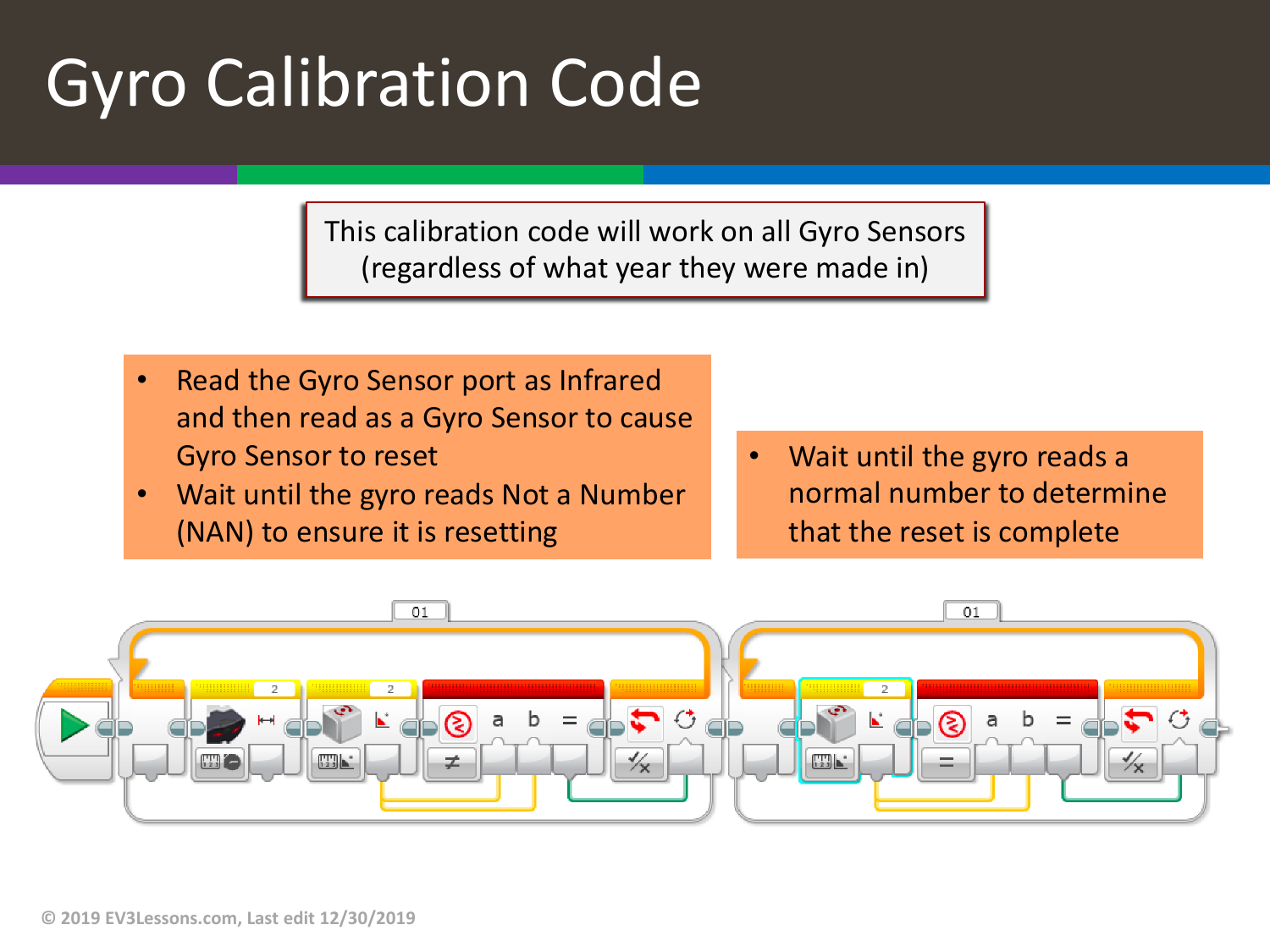# Gyro Calibration Code

This calibration code will work on all Gyro Sensors (regardless of what year they were made in)

- Read the Gyro Sensor port as Infrared and then read as a Gyro Sensor to cause Gyro Sensor to reset
- Wait until the gyro reads Not a Number (NAN) to ensure it is resetting

- Wait until the gyro reads a normal number to determine that the reset is complete

© 2019 EV3Lessons.com, Last edit 12/30/2019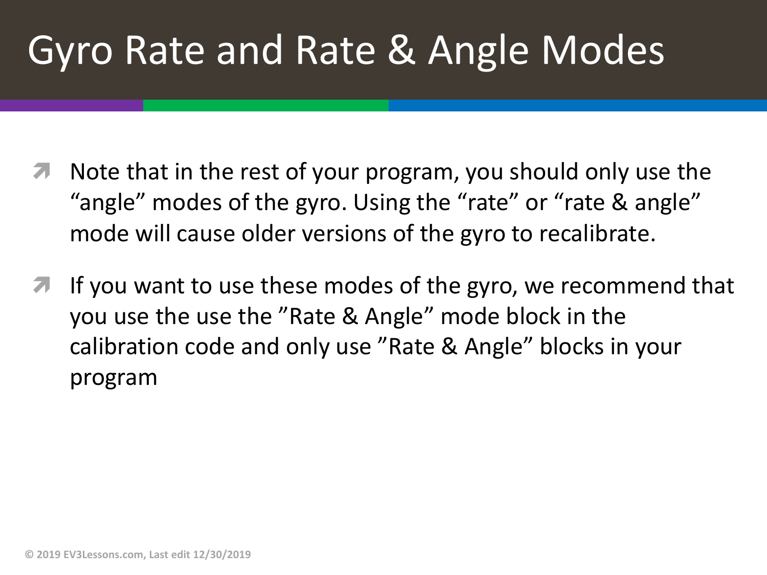# Gyro Rate and Rate & Angle Modes

- Note that in the rest of your program, you should only use the "angle" modes of the gyro. Using the "rate" or "rate & angle" mode will cause older versions of the gyro to recalibrate.
- If you want to use these modes of the gyro, we recommend that you use the use the "Rate & Angle" mode block in the calibration code and only use "Rate & Angle" blocks in your program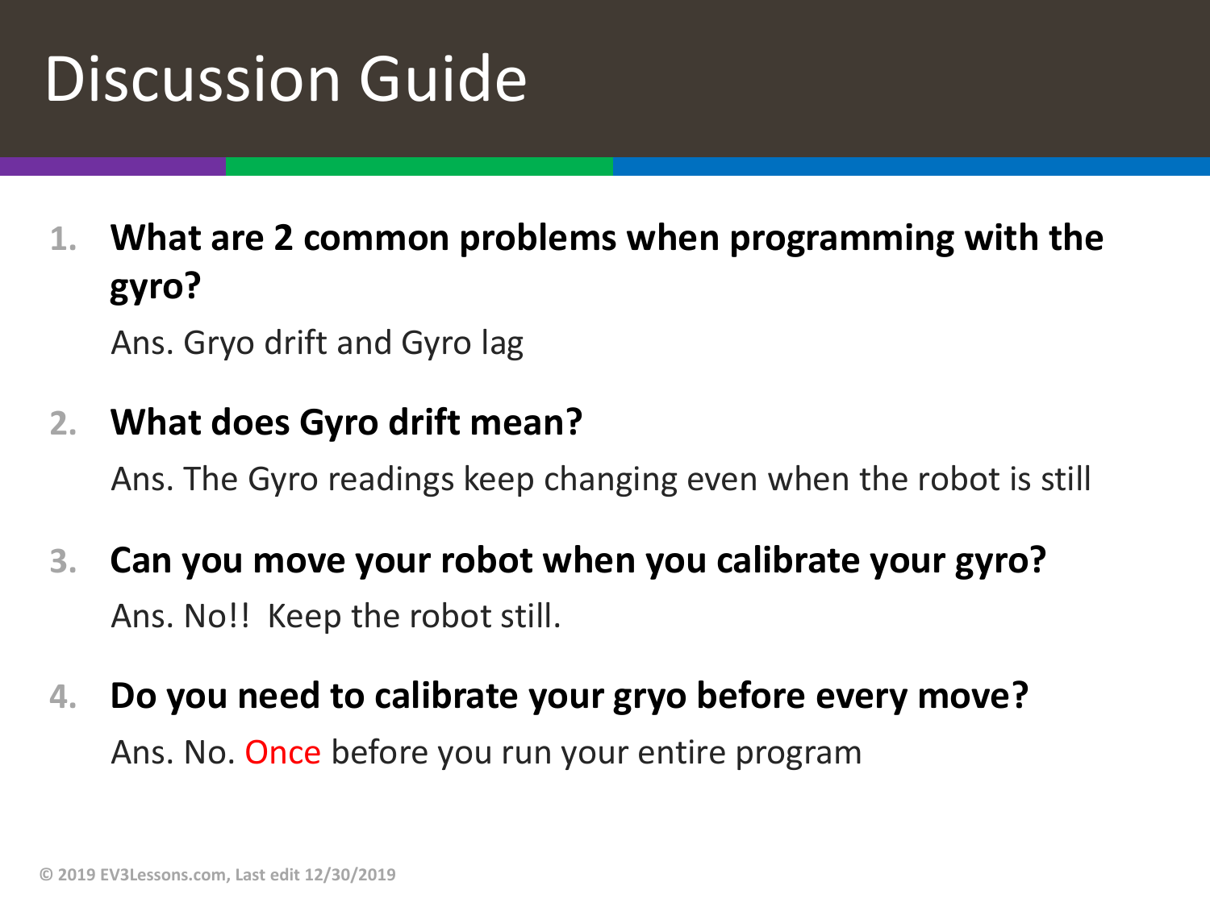# Discussion Guide

1. **What are 2 common problems when programming with the gyro?**

   Ans. Gryo drift and Gyro lag

2. **What does Gyro drift mean?**

   Ans. The Gyro readings keep changing even when the robot is still

3. **Can you move your robot when you calibrate your gyro?**

   Ans. No!! Keep the robot still.

4. **Do you need to calibrate your gryo before every move?**

   Ans. No. Once before you run your entire program

© 2019 EV3Lessons.com, Last edit 12/30/2019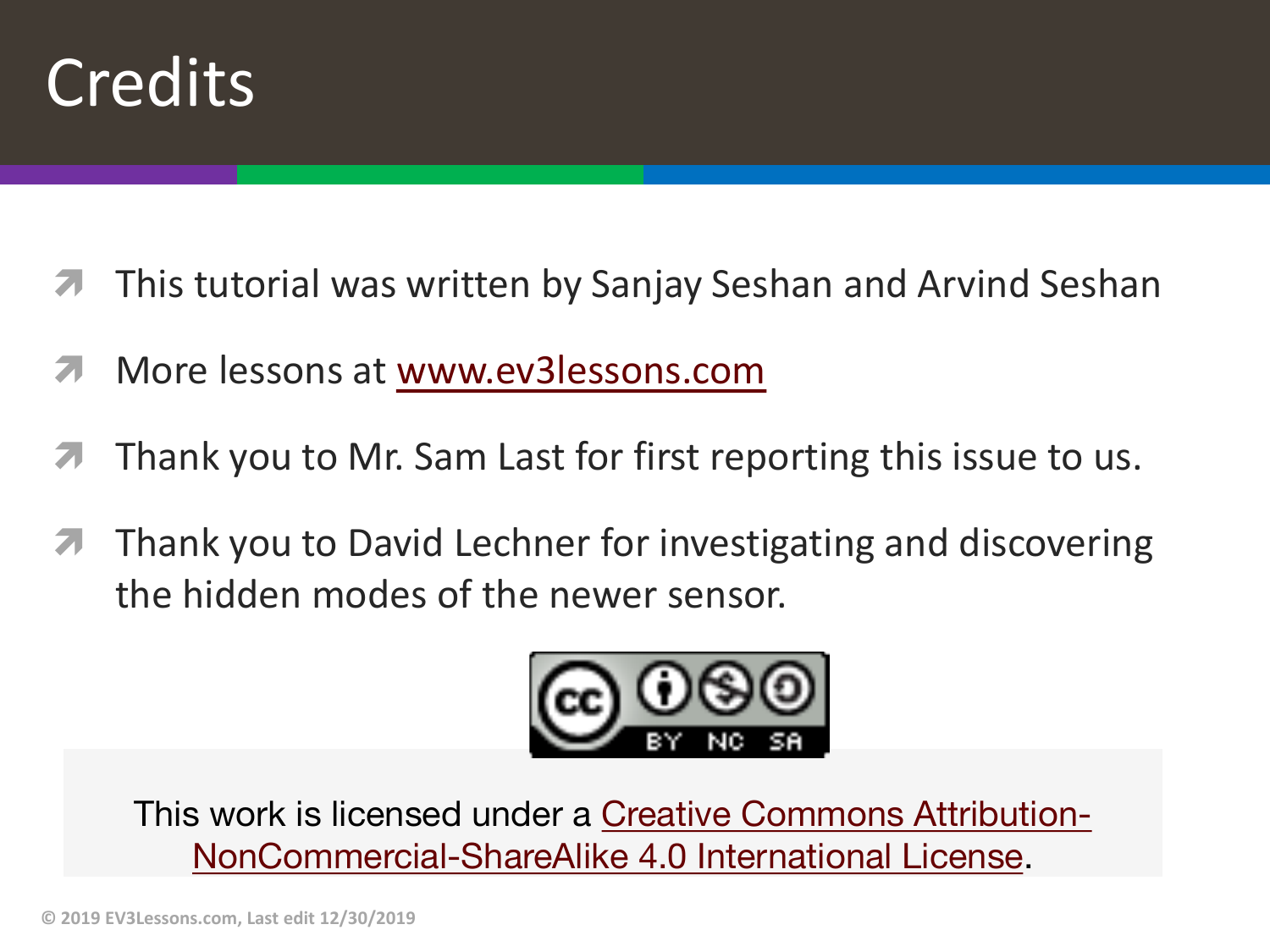# Credits

- This tutorial was written by Sanjay Seshan and Arvind Seshan
- More lessons at www.ev3lessons.com
- Thank you to Mr. Sam Last for first reporting this issue to us.
- Thank you to David Lechner for investigating and discovering the hidden modes of the newer sensor.

This work is licensed under a Creative Commons Attribution-NonCommercial-ShareAlike 4.0 International License.

© 2019 EV3Lessons.com, Last edit 12/30/2019